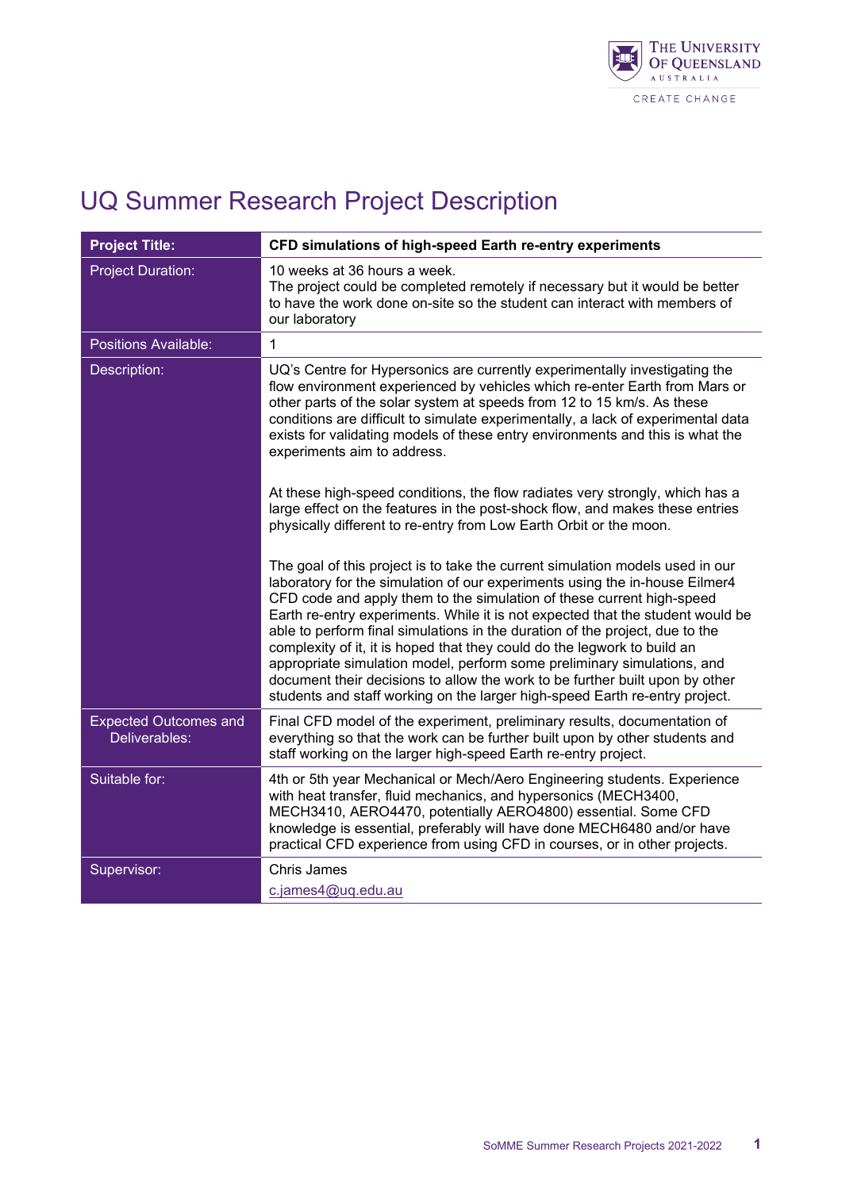# UQ Summer Research Project Description

| **Project Title:** | **CFD simulations of high-speed Earth re-entry experiments** |
|---|---|
| Project Duration: | 10 weeks at 36 hours a week.<br>The project could be completed remotely if necessary but it would be better to have the work done on-site so the student can interact with members of our laboratory |
| Positions Available: | 1 |
| Description: | UQ's Centre for Hypersonics are currently experimentally investigating the flow environment experienced by vehicles which re-enter Earth from Mars or other parts of the solar system at speeds from 12 to 15 km/s. As these conditions are difficult to simulate experimentally, a lack of experimental data exists for validating models of these entry environments and this is what the experiments aim to address.<br><br>At these high-speed conditions, the flow radiates very strongly, which has a large effect on the features in the post-shock flow, and makes these entries physically different to re-entry from Low Earth Orbit or the moon.<br><br>The goal of this project is to take the current simulation models used in our laboratory for the simulation of our experiments using the in-house Eilmer4 CFD code and apply them to the simulation of these current high-speed Earth re-entry experiments. While it is not expected that the student would be able to perform final simulations in the duration of the project, due to the complexity of it, it is hoped that they could do the legwork to build an appropriate simulation model, perform some preliminary simulations, and document their decisions to allow the work to be further built upon by other students and staff working on the larger high-speed Earth re-entry project. |
| Expected Outcomes and Deliverables: | Final CFD model of the experiment, preliminary results, documentation of everything so that the work can be further built upon by other students and staff working on the larger high-speed Earth re-entry project. |
| Suitable for: | 4th or 5th year Mechanical or Mech/Aero Engineering students. Experience with heat transfer, fluid mechanics, and hypersonics (MECH3400, MECH3410, AERO4470, potentially AERO4800) essential. Some CFD knowledge is essential, preferably will have done MECH6480 and/or have practical CFD experience from using CFD in courses, or in other projects. |
| Supervisor: | Chris James<br>c.james4@uq.edu.au |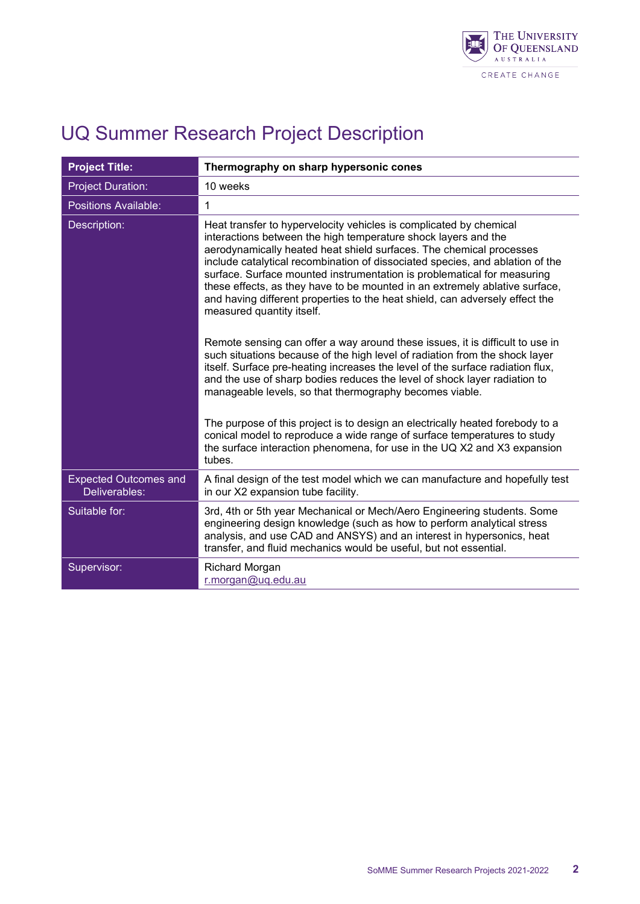# UQ Summer Research Project Description

| **Project Title:** | **Thermography on sharp hypersonic cones** |
|---|---|
| Project Duration: | 10 weeks |
| Positions Available: | 1 |
| Description: | Heat transfer to hypervelocity vehicles is complicated by chemical interactions between the high temperature shock layers and the aerodynamically heated heat shield surfaces. The chemical processes include catalytical recombination of dissociated species, and ablation of the surface. Surface mounted instrumentation is problematical for measuring these effects, as they have to be mounted in an extremely ablative surface, and having different properties to the heat shield, can adversely effect the measured quantity itself.<br><br>Remote sensing can offer a way around these issues, it is difficult to use in such situations because of the high level of radiation from the shock layer itself. Surface pre-heating increases the level of the surface radiation flux, and the use of sharp bodies reduces the level of shock layer radiation to manageable levels, so that thermography becomes viable.<br><br>The purpose of this project is to design an electrically heated forebody to a conical model to reproduce a wide range of surface temperatures to study the surface interaction phenomena, for use in the UQ X2 and X3 expansion tubes. |
| Expected Outcomes and Deliverables: | A final design of the test model which we can manufacture and hopefully test in our X2 expansion tube facility. |
| Suitable for: | 3rd, 4th or 5th year Mechanical or Mech/Aero Engineering students. Some engineering design knowledge (such as how to perform analytical stress analysis, and use CAD and ANSYS) and an interest in hypersonics, heat transfer, and fluid mechanics would be useful, but not essential. |
| Supervisor: | Richard Morgan<br>r.morgan@uq.edu.au |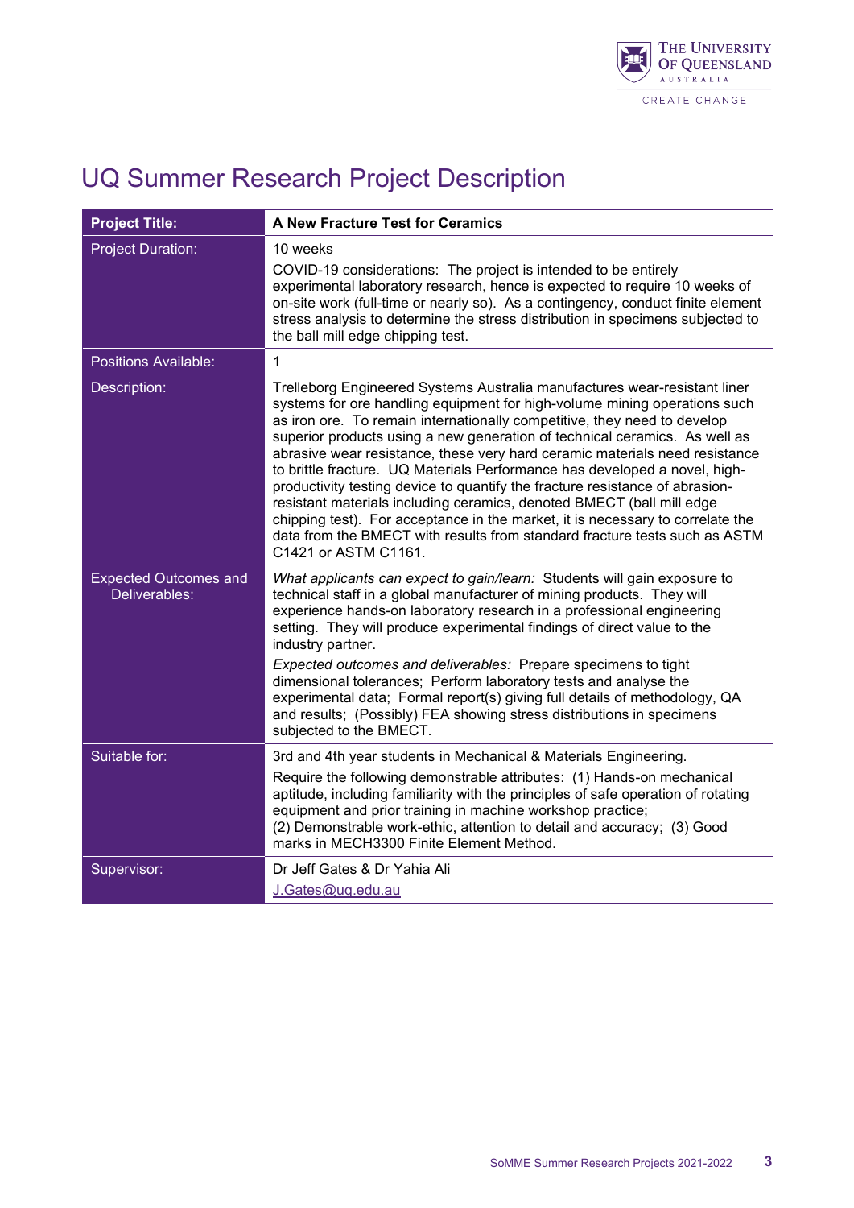# UQ Summer Research Project Description

| **Project Title:** | **A New Fracture Test for Ceramics** |
|---|---|
| Project Duration: | 10 weeks<br><br>COVID-19 considerations: The project is intended to be entirely experimental laboratory research, hence is expected to require 10 weeks of on-site work (full-time or nearly so). As a contingency, conduct finite element stress analysis to determine the stress distribution in specimens subjected to the ball mill edge chipping test. |
| Positions Available: | 1 |
| Description: | Trelleborg Engineered Systems Australia manufactures wear-resistant liner systems for ore handling equipment for high-volume mining operations such as iron ore. To remain internationally competitive, they need to develop superior products using a new generation of technical ceramics. As well as abrasive wear resistance, these very hard ceramic materials need resistance to brittle fracture. UQ Materials Performance has developed a novel, high-productivity testing device to quantify the fracture resistance of abrasion-resistant materials including ceramics, denoted BMECT (ball mill edge chipping test). For acceptance in the market, it is necessary to correlate the data from the BMECT with results from standard fracture tests such as ASTM C1421 or ASTM C1161. |
| Expected Outcomes and Deliverables: | *What applicants can expect to gain/learn:* Students will gain exposure to technical staff in a global manufacturer of mining products. They will experience hands-on laboratory research in a professional engineering setting. They will produce experimental findings of direct value to the industry partner.<br><br>*Expected outcomes and deliverables:* Prepare specimens to tight dimensional tolerances; Perform laboratory tests and analyse the experimental data; Formal report(s) giving full details of methodology, QA and results; (Possibly) FEA showing stress distributions in specimens subjected to the BMECT. |
| Suitable for: | 3rd and 4th year students in Mechanical & Materials Engineering.<br><br>Require the following demonstrable attributes: (1) Hands-on mechanical aptitude, including familiarity with the principles of safe operation of rotating equipment and prior training in machine workshop practice;<br>(2) Demonstrable work-ethic, attention to detail and accuracy; (3) Good marks in MECH3300 Finite Element Method. |
| Supervisor: | Dr Jeff Gates & Dr Yahia Ali<br><br>J.Gates@uq.edu.au |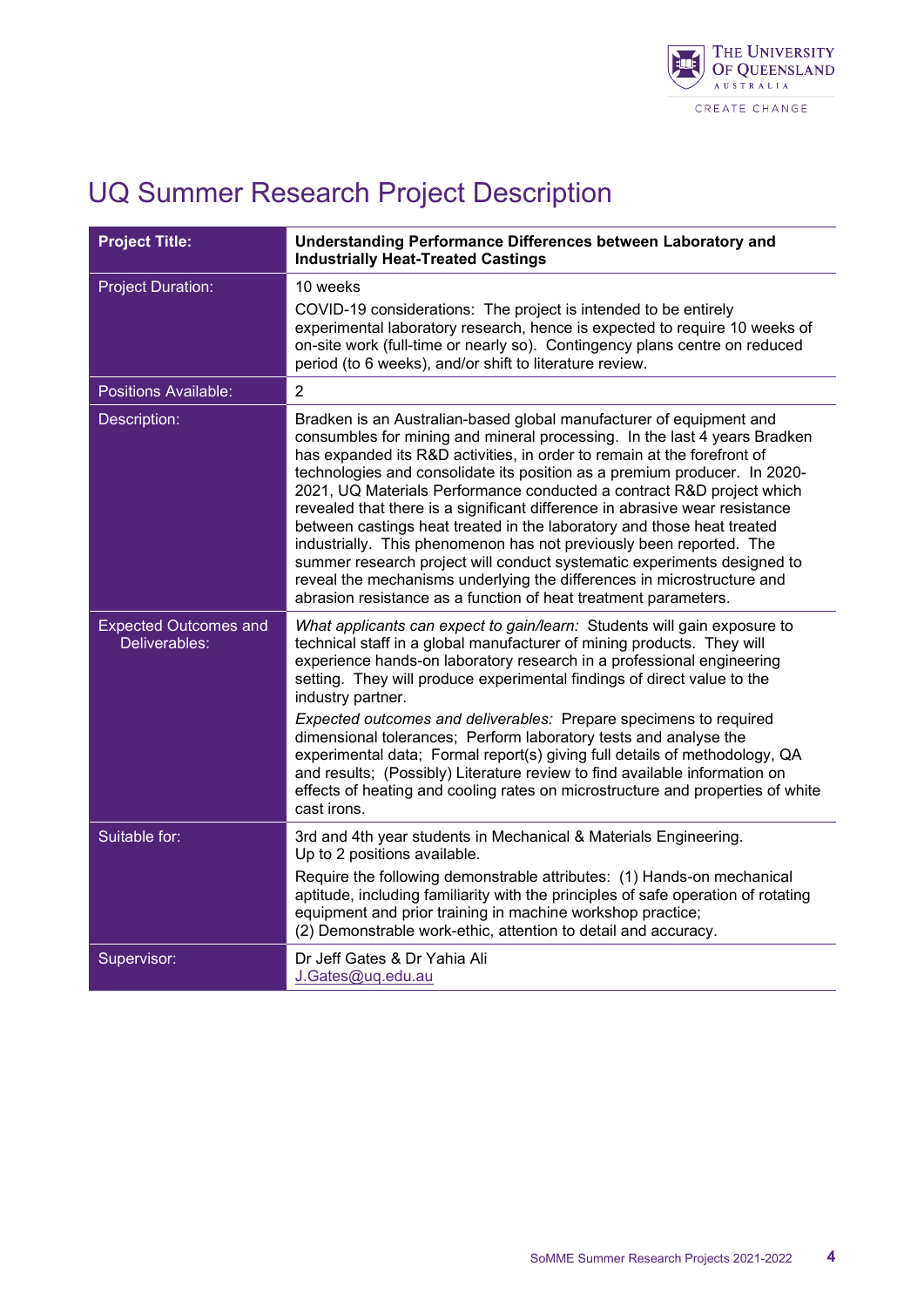# UQ Summer Research Project Description

| Project Title: | **Understanding Performance Differences between Laboratory and Industrially Heat-Treated Castings** |
|---|---|
| Project Duration: | 10 weeks<br><br>COVID-19 considerations: The project is intended to be entirely experimental laboratory research, hence is expected to require 10 weeks of on-site work (full-time or nearly so). Contingency plans centre on reduced period (to 6 weeks), and/or shift to literature review. |
| Positions Available: | 2 |
| Description: | Bradken is an Australian-based global manufacturer of equipment and consumbles for mining and mineral processing. In the last 4 years Bradken has expanded its R&D activities, in order to remain at the forefront of technologies and consolidate its position as a premium producer. In 2020-2021, UQ Materials Performance conducted a contract R&D project which revealed that there is a significant difference in abrasive wear resistance between castings heat treated in the laboratory and those heat treated industrially. This phenomenon has not previously been reported. The summer research project will conduct systematic experiments designed to reveal the mechanisms underlying the differences in microstructure and abrasion resistance as a function of heat treatment parameters. |
| Expected Outcomes and Deliverables: | *What applicants can expect to gain/learn:* Students will gain exposure to technical staff in a global manufacturer of mining products. They will experience hands-on laboratory research in a professional engineering setting. They will produce experimental findings of direct value to the industry partner.<br><br>*Expected outcomes and deliverables:* Prepare specimens to required dimensional tolerances; Perform laboratory tests and analyse the experimental data; Formal report(s) giving full details of methodology, QA and results; (Possibly) Literature review to find available information on effects of heating and cooling rates on microstructure and properties of white cast irons. |
| Suitable for: | 3rd and 4th year students in Mechanical & Materials Engineering.<br>Up to 2 positions available.<br><br>Require the following demonstrable attributes: (1) Hands-on mechanical aptitude, including familiarity with the principles of safe operation of rotating equipment and prior training in machine workshop practice;<br>(2) Demonstrable work-ethic, attention to detail and accuracy. |
| Supervisor: | Dr Jeff Gates & Dr Yahia Ali<br>J.Gates@uq.edu.au |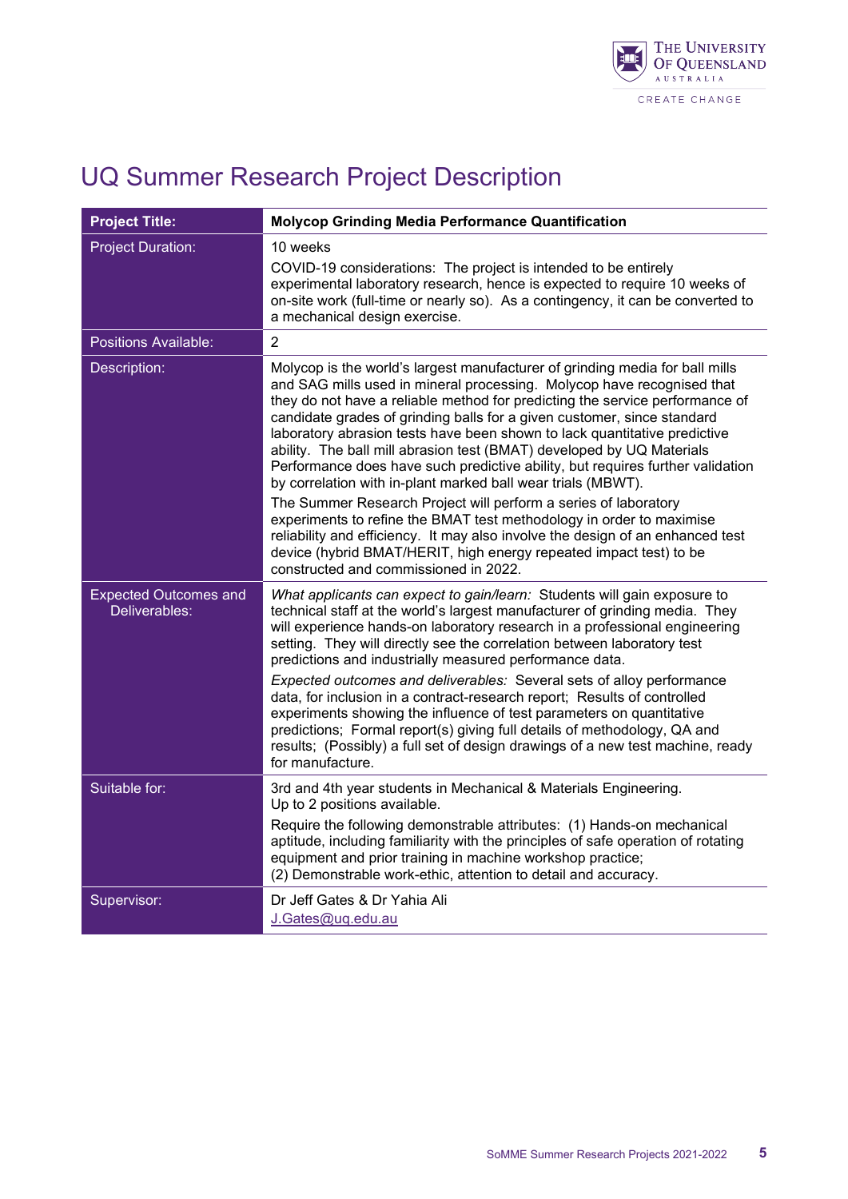# UQ Summer Research Project Description

| **Project Title:** | **Molycop Grinding Media Performance Quantification** |
|---|---|
| Project Duration: | 10 weeks<br>COVID-19 considerations: The project is intended to be entirely experimental laboratory research, hence is expected to require 10 weeks of on-site work (full-time or nearly so). As a contingency, it can be converted to a mechanical design exercise. |
| Positions Available: | 2 |
| Description: | Molycop is the world's largest manufacturer of grinding media for ball mills and SAG mills used in mineral processing. Molycop have recognised that they do not have a reliable method for predicting the service performance of candidate grades of grinding balls for a given customer, since standard laboratory abrasion tests have been shown to lack quantitative predictive ability. The ball mill abrasion test (BMAT) developed by UQ Materials Performance does have such predictive ability, but requires further validation by correlation with in-plant marked ball wear trials (MBWT).<br>The Summer Research Project will perform a series of laboratory experiments to refine the BMAT test methodology in order to maximise reliability and efficiency. It may also involve the design of an enhanced test device (hybrid BMAT/HERIT, high energy repeated impact test) to be constructed and commissioned in 2022. |
| Expected Outcomes and Deliverables: | *What applicants can expect to gain/learn:* Students will gain exposure to technical staff at the world's largest manufacturer of grinding media. They will experience hands-on laboratory research in a professional engineering setting. They will directly see the correlation between laboratory test predictions and industrially measured performance data.<br>*Expected outcomes and deliverables:* Several sets of alloy performance data, for inclusion in a contract-research report; Results of controlled experiments showing the influence of test parameters on quantitative predictions; Formal report(s) giving full details of methodology, QA and results; (Possibly) a full set of design drawings of a new test machine, ready for manufacture. |
| Suitable for: | 3rd and 4th year students in Mechanical & Materials Engineering.<br>Up to 2 positions available.<br>Require the following demonstrable attributes: (1) Hands-on mechanical aptitude, including familiarity with the principles of safe operation of rotating equipment and prior training in machine workshop practice;<br>(2) Demonstrable work-ethic, attention to detail and accuracy. |
| Supervisor: | Dr Jeff Gates & Dr Yahia Ali<br>J.Gates@uq.edu.au |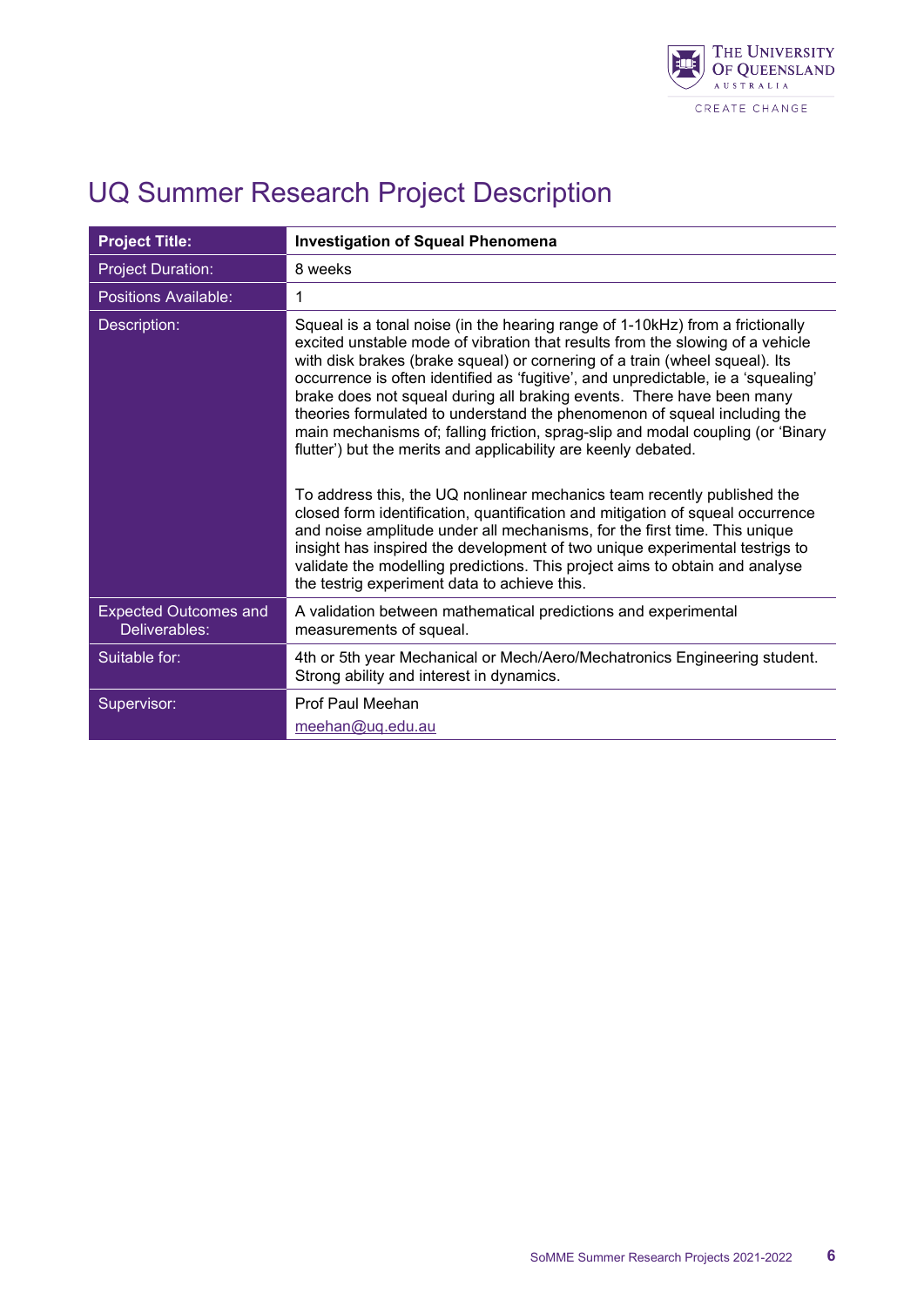# UQ Summer Research Project Description

| **Project Title:** | **Investigation of Squeal Phenomena** |
|---|---|
| Project Duration: | 8 weeks |
| Positions Available: | 1 |
| Description: | Squeal is a tonal noise (in the hearing range of 1-10kHz) from a frictionally excited unstable mode of vibration that results from the slowing of a vehicle with disk brakes (brake squeal) or cornering of a train (wheel squeal). Its occurrence is often identified as 'fugitive', and unpredictable, ie a 'squealing' brake does not squeal during all braking events. There have been many theories formulated to understand the phenomenon of squeal including the main mechanisms of; falling friction, sprag-slip and modal coupling (or 'Binary flutter') but the merits and applicability are keenly debated.<br><br>To address this, the UQ nonlinear mechanics team recently published the closed form identification, quantification and mitigation of squeal occurrence and noise amplitude under all mechanisms, for the first time. This unique insight has inspired the development of two unique experimental testrigs to validate the modelling predictions. This project aims to obtain and analyse the testrig experiment data to achieve this. |
| Expected Outcomes and Deliverables: | A validation between mathematical predictions and experimental measurements of squeal. |
| Suitable for: | 4th or 5th year Mechanical or Mech/Aero/Mechatronics Engineering student. Strong ability and interest in dynamics. |
| Supervisor: | Prof Paul Meehan<br>meehan@uq.edu.au |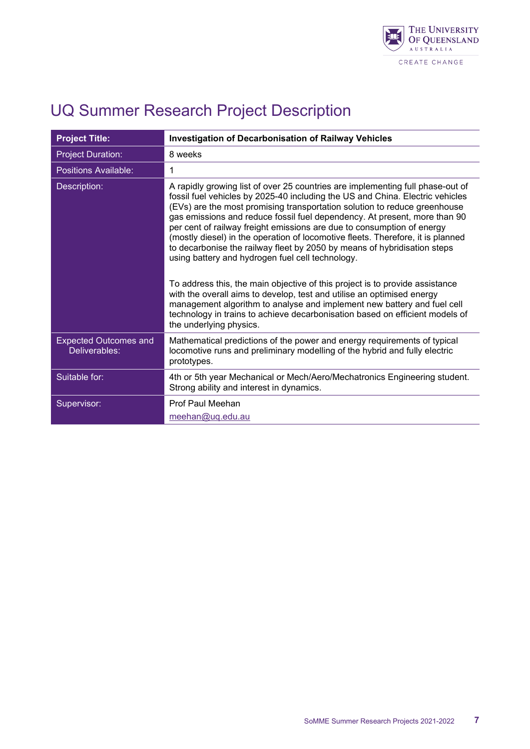# UQ Summer Research Project Description

| **Project Title:** | **Investigation of Decarbonisation of Railway Vehicles** |
|---|---|
| Project Duration: | 8 weeks |
| Positions Available: | 1 |
| Description: | A rapidly growing list of over 25 countries are implementing full phase-out of fossil fuel vehicles by 2025-40 including the US and China. Electric vehicles (EVs) are the most promising transportation solution to reduce greenhouse gas emissions and reduce fossil fuel dependency. At present, more than 90 per cent of railway freight emissions are due to consumption of energy (mostly diesel) in the operation of locomotive fleets. Therefore, it is planned to decarbonise the railway fleet by 2050 by means of hybridisation steps using battery and hydrogen fuel cell technology.<br><br>To address this, the main objective of this project is to provide assistance with the overall aims to develop, test and utilise an optimised energy management algorithm to analyse and implement new battery and fuel cell technology in trains to achieve decarbonisation based on efficient models of the underlying physics. |
| Expected Outcomes and Deliverables: | Mathematical predictions of the power and energy requirements of typical locomotive runs and preliminary modelling of the hybrid and fully electric prototypes. |
| Suitable for: | 4th or 5th year Mechanical or Mech/Aero/Mechatronics Engineering student. Strong ability and interest in dynamics. |
| Supervisor: | Prof Paul Meehan<br>meehan@uq.edu.au |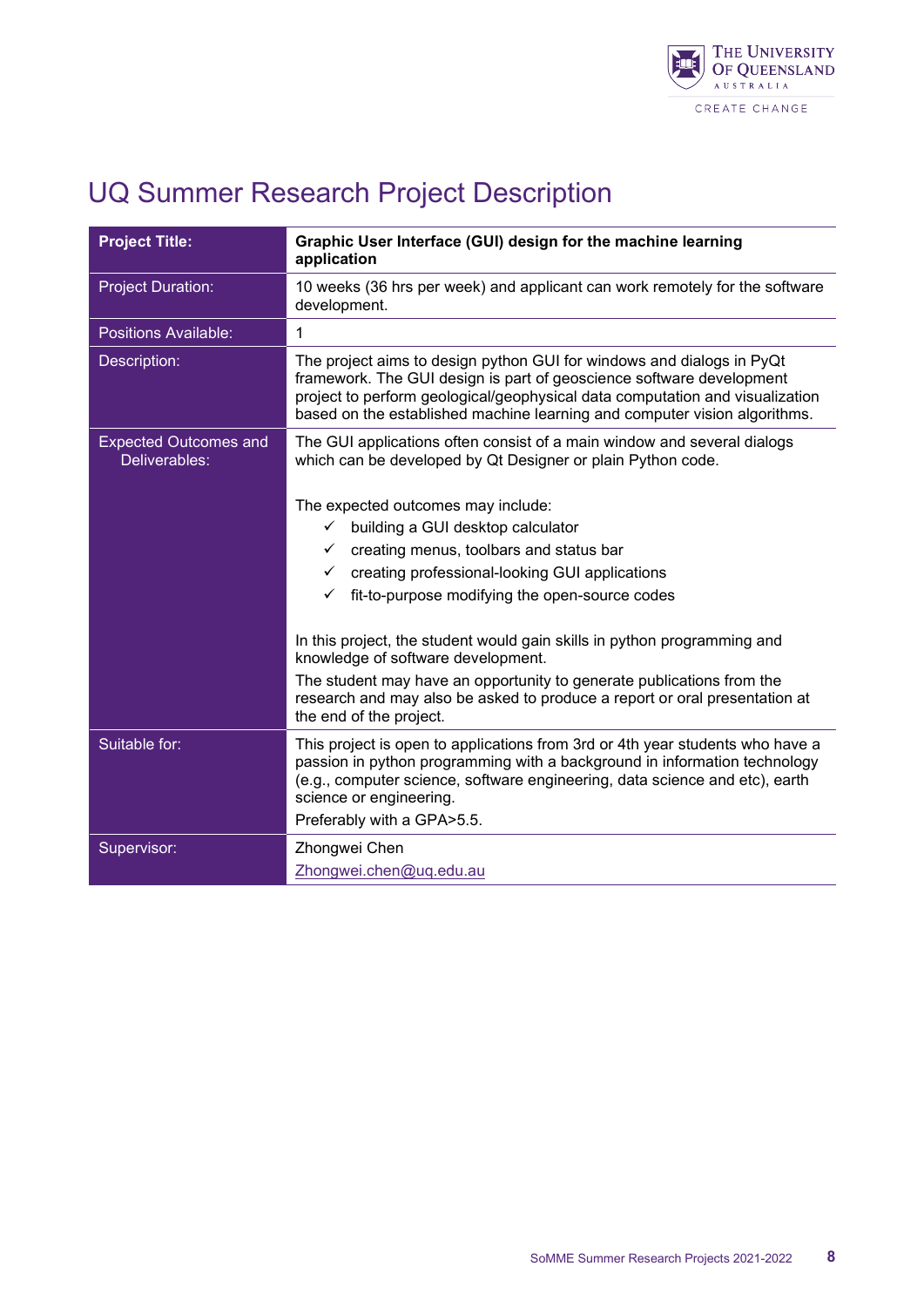# UQ Summer Research Project Description

| **Project Title:** | **Graphic User Interface (GUI) design for the machine learning application** |
|---|---|
| Project Duration: | 10 weeks (36 hrs per week) and applicant can work remotely for the software development. |
| Positions Available: | 1 |
| Description: | The project aims to design python GUI for windows and dialogs in PyQt framework. The GUI design is part of geoscience software development project to perform geological/geophysical data computation and visualization based on the established machine learning and computer vision algorithms. |
| Expected Outcomes and Deliverables: | The GUI applications often consist of a main window and several dialogs which can be developed by Qt Designer or plain Python code.<br><br>The expected outcomes may include:<br>✓ building a GUI desktop calculator<br>✓ creating menus, toolbars and status bar<br>✓ creating professional-looking GUI applications<br>✓ fit-to-purpose modifying the open-source codes<br><br>In this project, the student would gain skills in python programming and knowledge of software development.<br>The student may have an opportunity to generate publications from the research and may also be asked to produce a report or oral presentation at the end of the project. |
| Suitable for: | This project is open to applications from 3rd or 4th year students who have a passion in python programming with a background in information technology (e.g., computer science, software engineering, data science and etc), earth science or engineering.<br>Preferably with a GPA>5.5. |
| Supervisor: | Zhongwei Chen<br>Zhongwei.chen@uq.edu.au |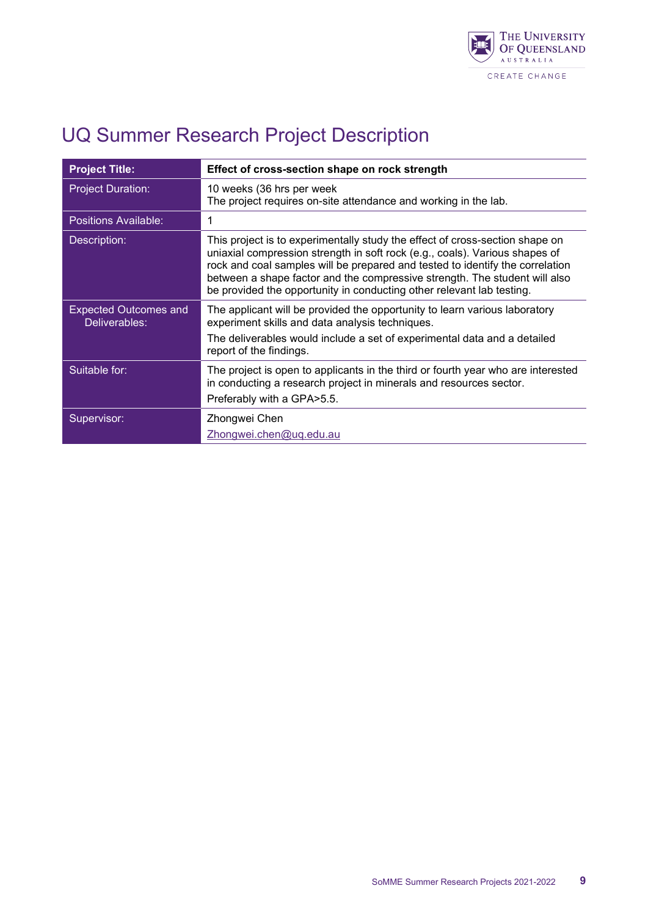# UQ Summer Research Project Description

| **Project Title:** | **Effect of cross-section shape on rock strength** |
|---|---|
| Project Duration: | 10 weeks (36 hrs per week<br>The project requires on-site attendance and working in the lab. |
| Positions Available: | 1 |
| Description: | This project is to experimentally study the effect of cross-section shape on uniaxial compression strength in soft rock (e.g., coals). Various shapes of rock and coal samples will be prepared and tested to identify the correlation between a shape factor and the compressive strength. The student will also be provided the opportunity in conducting other relevant lab testing. |
| Expected Outcomes and Deliverables: | The applicant will be provided the opportunity to learn various laboratory experiment skills and data analysis techniques.<br>The deliverables would include a set of experimental data and a detailed report of the findings. |
| Suitable for: | The project is open to applicants in the third or fourth year who are interested in conducting a research project in minerals and resources sector.<br>Preferably with a GPA>5.5. |
| Supervisor: | Zhongwei Chen<br>Zhongwei.chen@uq.edu.au |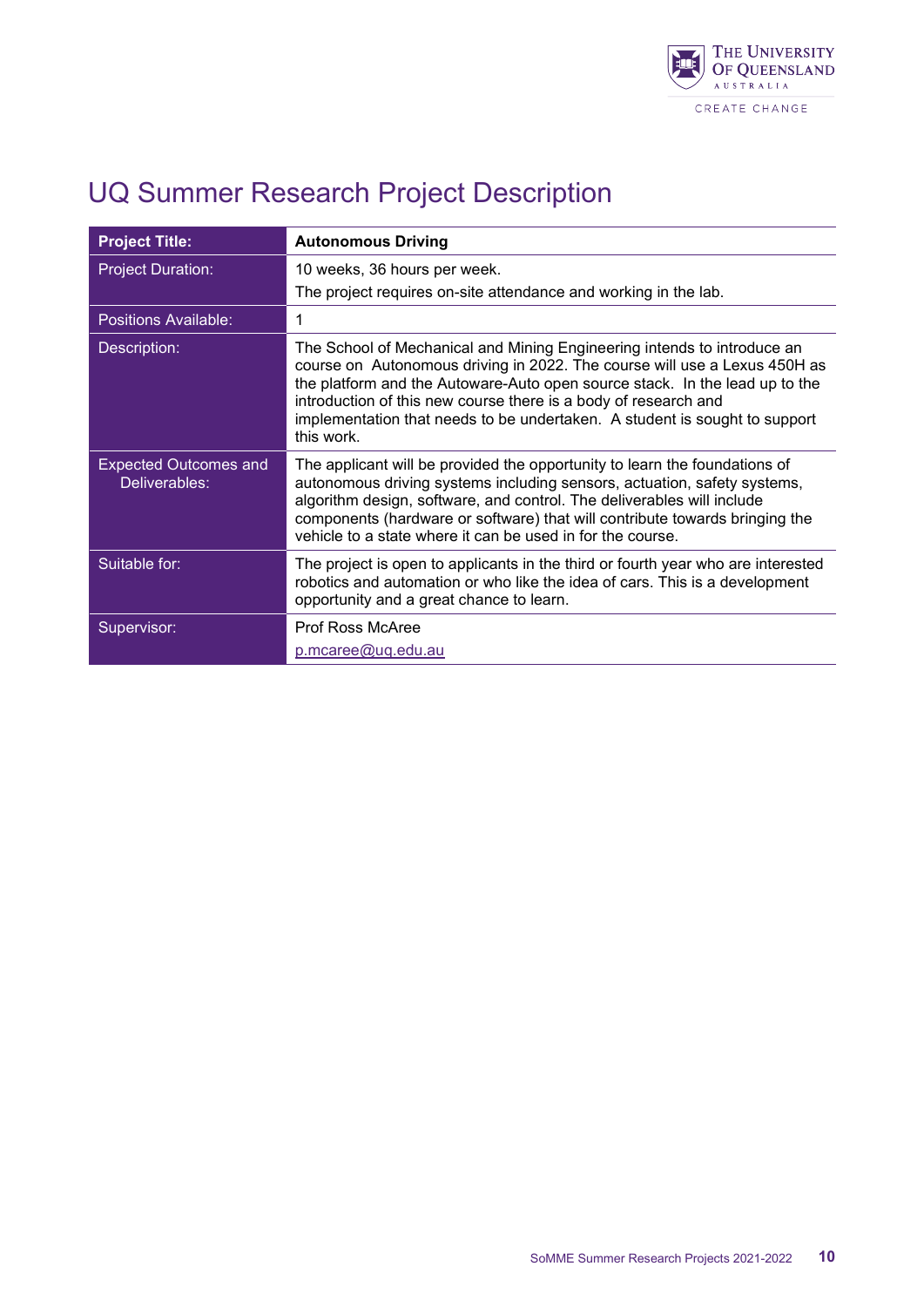# UQ Summer Research Project Description

| | |
|---|---|
| **Project Title:** | **Autonomous Driving** |
| Project Duration: | 10 weeks, 36 hours per week.<br>The project requires on-site attendance and working in the lab. |
| Positions Available: | 1 |
| Description: | The School of Mechanical and Mining Engineering intends to introduce an course on Autonomous driving in 2022. The course will use a Lexus 450H as the platform and the Autoware-Auto open source stack. In the lead up to the introduction of this new course there is a body of research and implementation that needs to be undertaken. A student is sought to support this work. |
| Expected Outcomes and Deliverables: | The applicant will be provided the opportunity to learn the foundations of autonomous driving systems including sensors, actuation, safety systems, algorithm design, software, and control. The deliverables will include components (hardware or software) that will contribute towards bringing the vehicle to a state where it can be used in for the course. |
| Suitable for: | The project is open to applicants in the third or fourth year who are interested robotics and automation or who like the idea of cars. This is a development opportunity and a great chance to learn. |
| Supervisor: | Prof Ross McAree<br>p.mcaree@uq.edu.au |